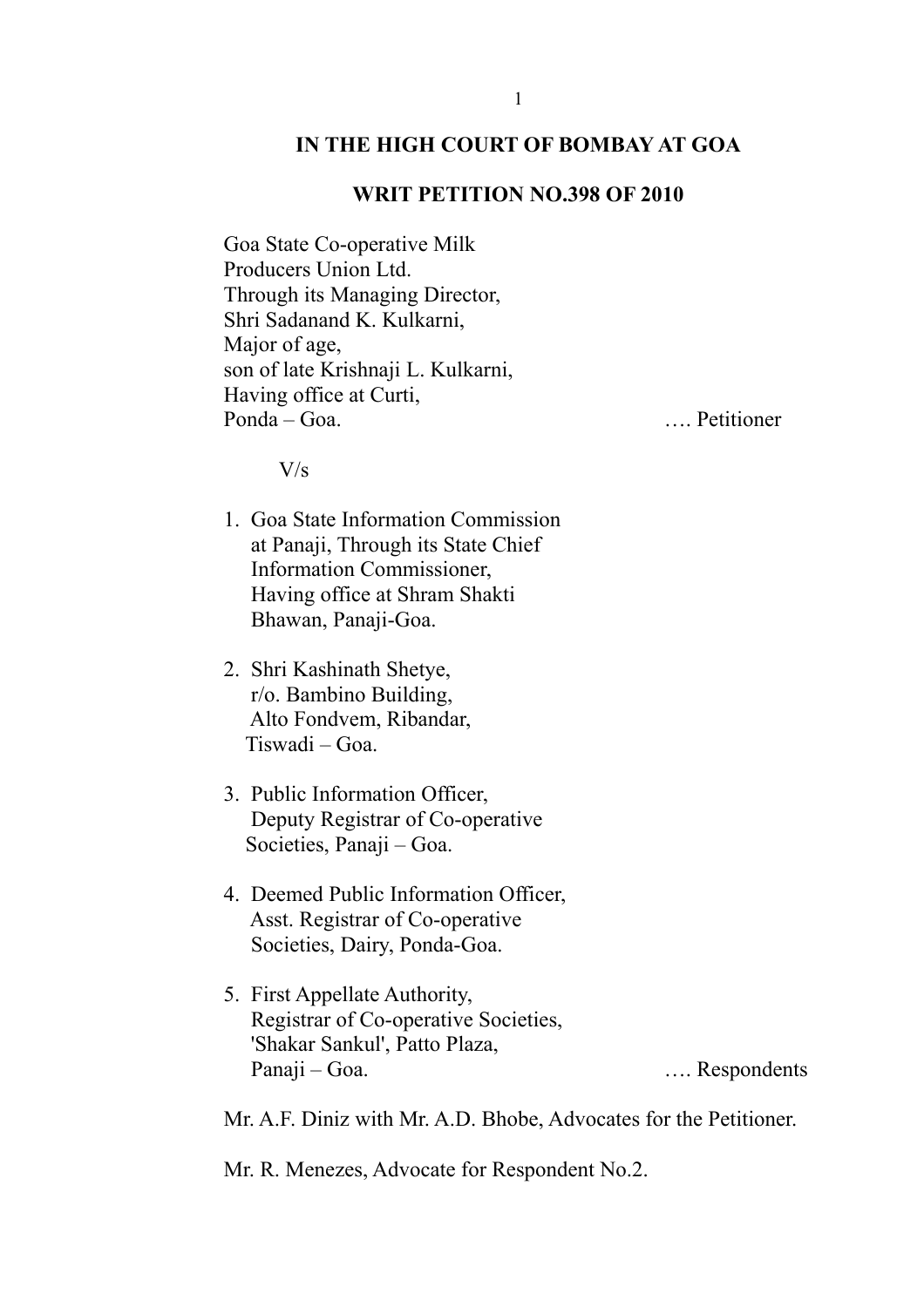**IN THE HIGH COURT OF BOMBAY AT GOA**

**WRIT PETITION NO.398 OF 2010**

Goa State Co-operative Milk
Producers Union Ltd.
Through its Managing Director,
Shri Sadanand K. Kulkarni,
Major of age,
son of late Krishnaji L. Kulkarni,
Having office at Curti,
Ponda – Goa. …. Petitioner

V/s

1. Goa State Information Commission
   at Panaji, Through its State Chief
   Information Commissioner,
   Having office at Shram Shakti
   Bhawan, Panaji-Goa.

2. Shri Kashinath Shetye,
   r/o. Bambino Building,
   Alto Fondvem, Ribandar,
   Tiswadi – Goa.

3. Public Information Officer,
   Deputy Registrar of Co-operative
   Societies, Panaji – Goa.

4. Deemed Public Information Officer,
   Asst. Registrar of Co-operative
   Societies, Dairy, Ponda-Goa.

5. First Appellate Authority,
   Registrar of Co-operative Societies,
   'Shakar Sankul', Patto Plaza,
   Panaji – Goa. …. Respondents

Mr. A.F. Diniz with Mr. A.D. Bhobe, Advocates for the Petitioner.

Mr. R. Menezes, Advocate for Respondent No.2.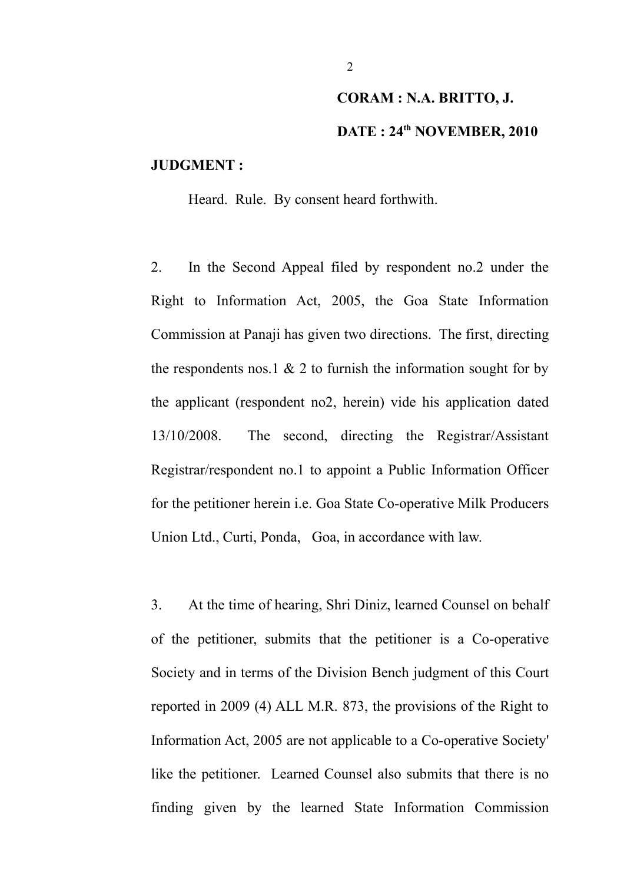**CORAM : N.A. BRITTO, J.**

**DATE : 24th NOVEMBER, 2010**

**JUDGMENT :**

Heard. Rule. By consent heard forthwith.

2. In the Second Appeal filed by respondent no.2 under the Right to Information Act, 2005, the Goa State Information Commission at Panaji has given two directions. The first, directing the respondents nos.1 & 2 to furnish the information sought for by the applicant (respondent no2, herein) vide his application dated 13/10/2008. The second, directing the Registrar/Assistant Registrar/respondent no.1 to appoint a Public Information Officer for the petitioner herein i.e. Goa State Co-operative Milk Producers Union Ltd., Curti, Ponda, Goa, in accordance with law.

3. At the time of hearing, Shri Diniz, learned Counsel on behalf of the petitioner, submits that the petitioner is a Co-operative Society and in terms of the Division Bench judgment of this Court reported in 2009 (4) ALL M.R. 873, the provisions of the Right to Information Act, 2005 are not applicable to a Co-operative Society' like the petitioner. Learned Counsel also submits that there is no finding given by the learned State Information Commission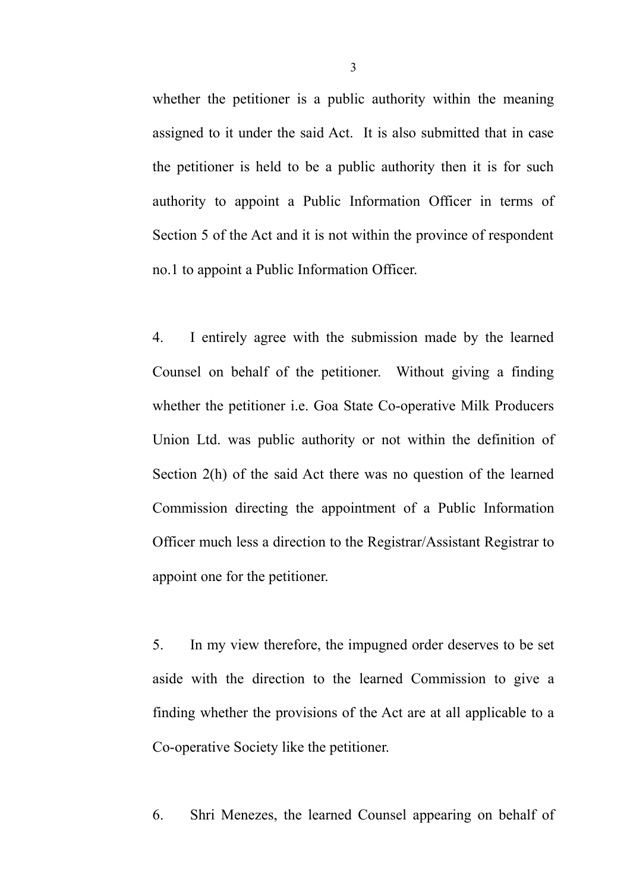whether the petitioner is a public authority within the meaning assigned to it under the said Act. It is also submitted that in case the petitioner is held to be a public authority then it is for such authority to appoint a Public Information Officer in terms of Section 5 of the Act and it is not within the province of respondent no.1 to appoint a Public Information Officer.

4. I entirely agree with the submission made by the learned Counsel on behalf of the petitioner. Without giving a finding whether the petitioner i.e. Goa State Co-operative Milk Producers Union Ltd. was public authority or not within the definition of Section 2(h) of the said Act there was no question of the learned Commission directing the appointment of a Public Information Officer much less a direction to the Registrar/Assistant Registrar to appoint one for the petitioner.

5. In my view therefore, the impugned order deserves to be set aside with the direction to the learned Commission to give a finding whether the provisions of the Act are at all applicable to a Co-operative Society like the petitioner.

6. Shri Menezes, the learned Counsel appearing on behalf of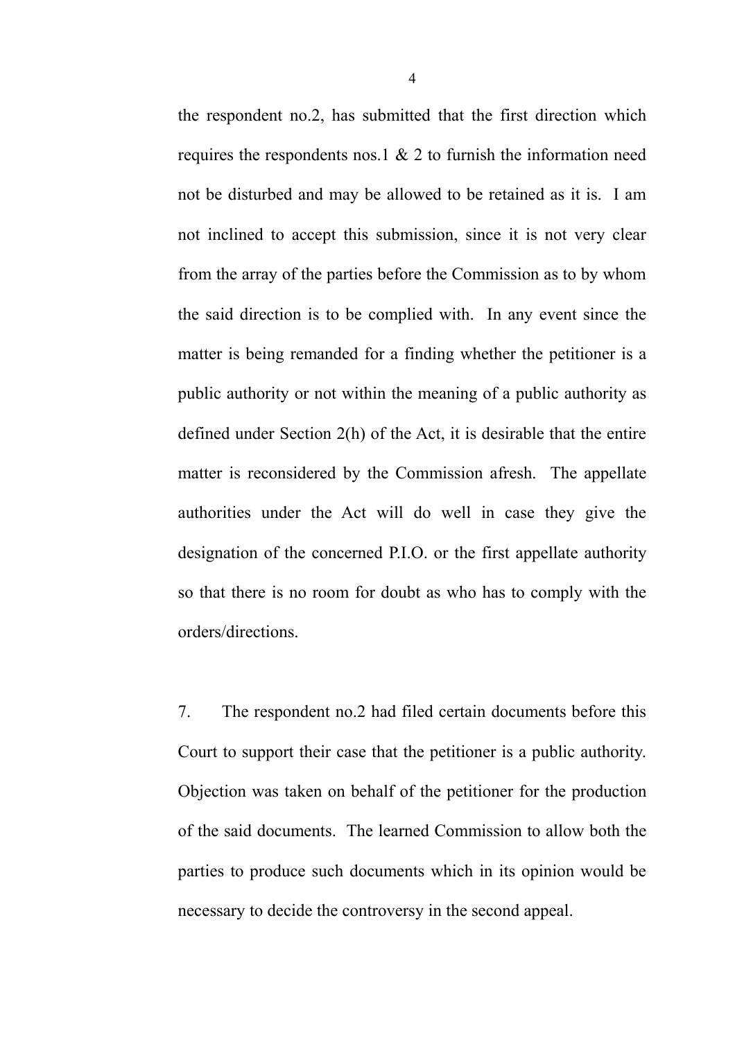the respondent no.2, has submitted that the first direction which requires the respondents nos.1 & 2 to furnish the information need not be disturbed and may be allowed to be retained as it is. I am not inclined to accept this submission, since it is not very clear from the array of the parties before the Commission as to by whom the said direction is to be complied with. In any event since the matter is being remanded for a finding whether the petitioner is a public authority or not within the meaning of a public authority as defined under Section 2(h) of the Act, it is desirable that the entire matter is reconsidered by the Commission afresh. The appellate authorities under the Act will do well in case they give the designation of the concerned P.I.O. or the first appellate authority so that there is no room for doubt as who has to comply with the orders/directions.

7. The respondent no.2 had filed certain documents before this Court to support their case that the petitioner is a public authority. Objection was taken on behalf of the petitioner for the production of the said documents. The learned Commission to allow both the parties to produce such documents which in its opinion would be necessary to decide the controversy in the second appeal.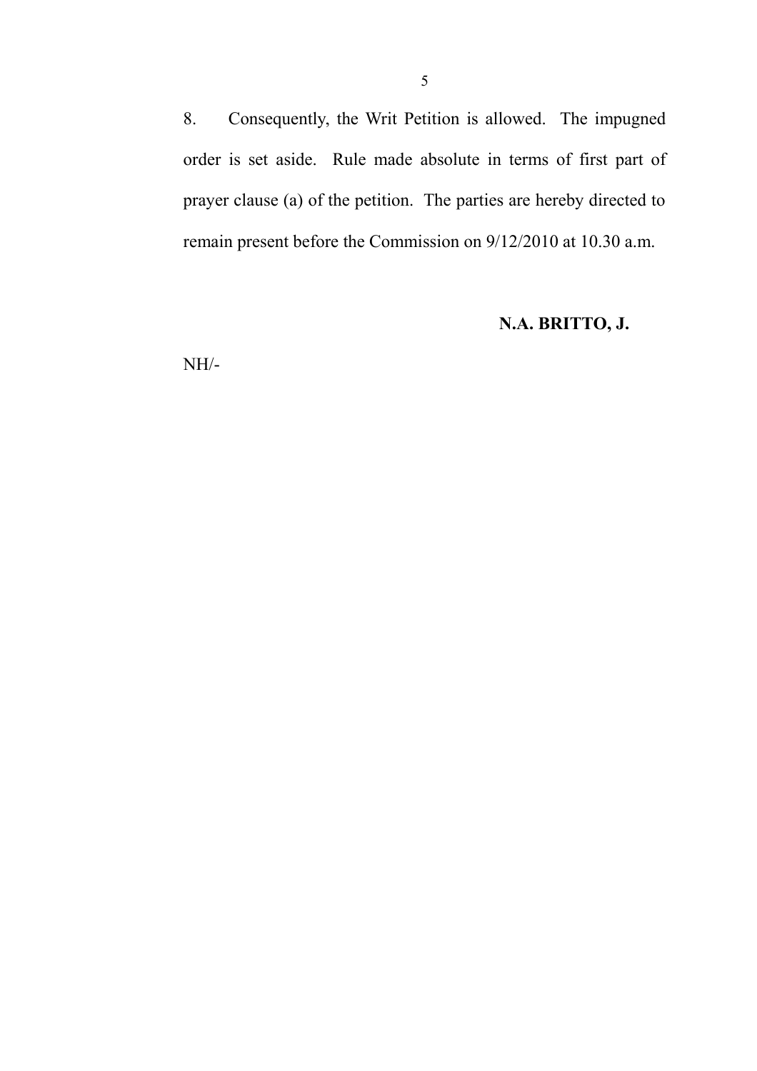8. Consequently, the Writ Petition is allowed. The impugned order is set aside. Rule made absolute in terms of first part of prayer clause (a) of the petition. The parties are hereby directed to remain present before the Commission on 9/12/2010 at 10.30 a.m.

**N.A. BRITTO, J.**

NH/-